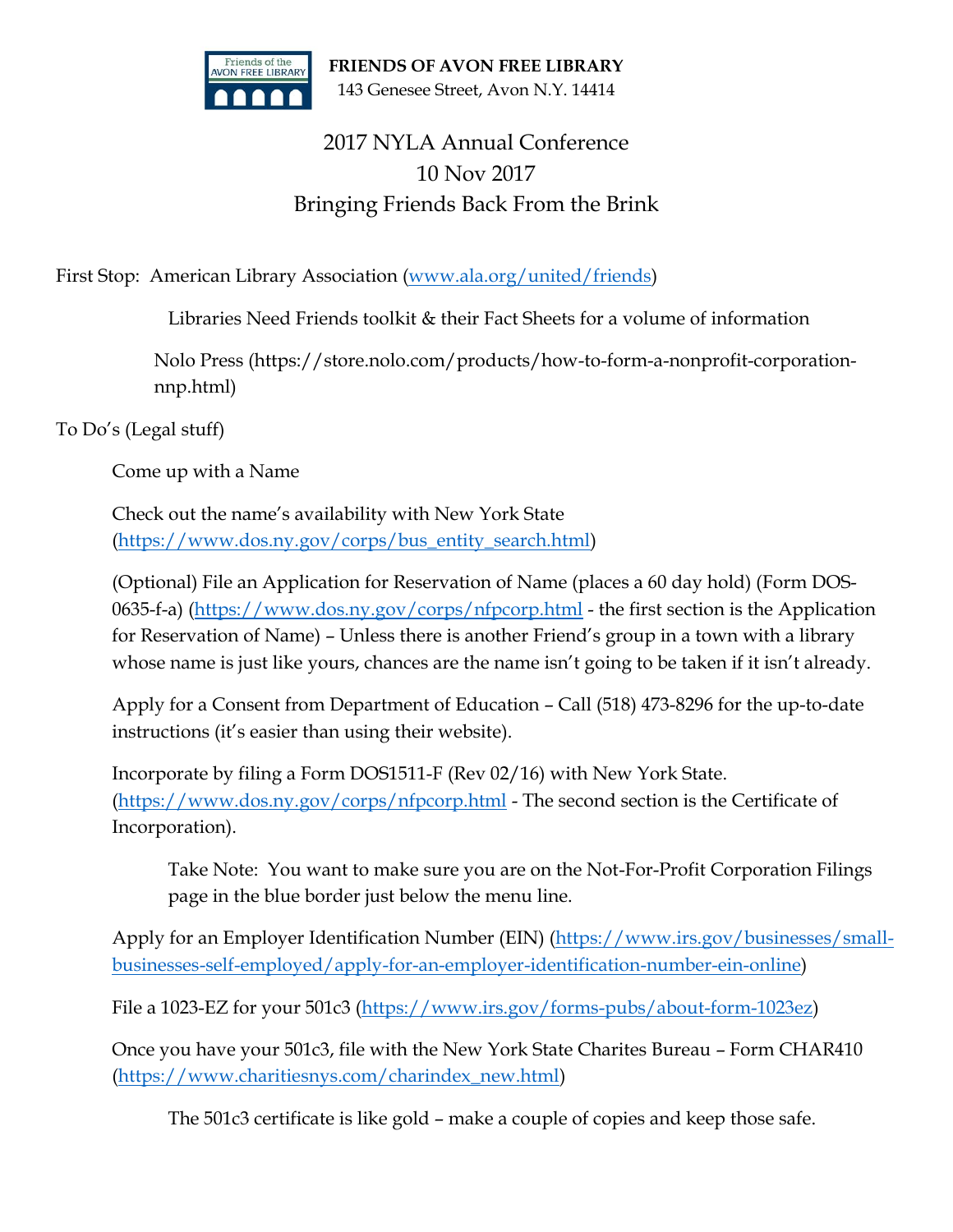**FRIENDS OF AVON FREE LIBRARY**
143 Genesee Street, Avon N.Y. 14414

# 2017 NYLA Annual Conference
## 10 Nov 2017
## Bringing Friends Back From the Brink

First Stop: American Library Association (www.ala.org/united/friends)

Libraries Need Friends toolkit & their Fact Sheets for a volume of information

Nolo Press (https://store.nolo.com/products/how-to-form-a-nonprofit-corporation-nnp.html)

To Do's (Legal stuff)

Come up with a Name

Check out the name's availability with New York State (https://www.dos.ny.gov/corps/bus_entity_search.html)

(Optional) File an Application for Reservation of Name (places a 60 day hold) (Form DOS-0635-f-a) (https://www.dos.ny.gov/corps/nfpcorp.html - the first section is the Application for Reservation of Name) – Unless there is another Friend's group in a town with a library whose name is just like yours, chances are the name isn't going to be taken if it isn't already.

Apply for a Consent from Department of Education – Call (518) 473-8296 for the up-to-date instructions (it's easier than using their website).

Incorporate by filing a Form DOS1511-F (Rev 02/16) with New York State. (https://www.dos.ny.gov/corps/nfpcorp.html - The second section is the Certificate of Incorporation).

Take Note: You want to make sure you are on the Not-For-Profit Corporation Filings page in the blue border just below the menu line.

Apply for an Employer Identification Number (EIN) (https://www.irs.gov/businesses/small-businesses-self-employed/apply-for-an-employer-identification-number-ein-online)

File a 1023-EZ for your 501c3 (https://www.irs.gov/forms-pubs/about-form-1023ez)

Once you have your 501c3, file with the New York State Charites Bureau – Form CHAR410 (https://www.charitiesnys.com/charindex_new.html)

The 501c3 certificate is like gold – make a couple of copies and keep those safe.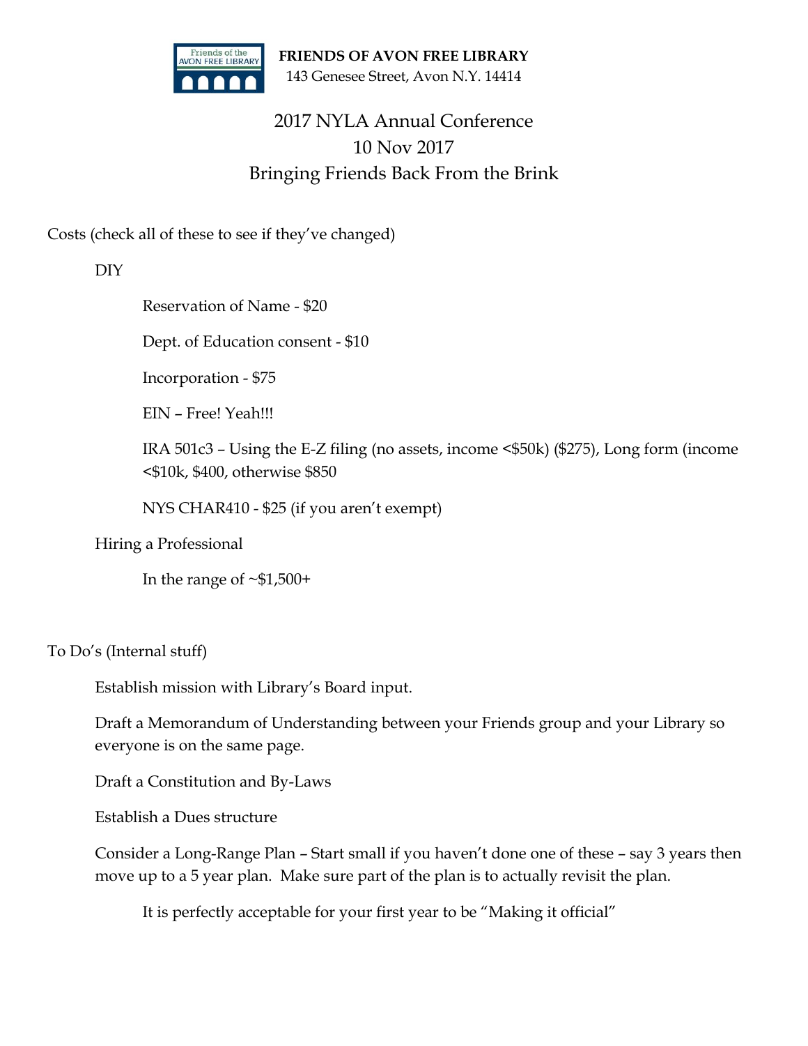**FRIENDS OF AVON FREE LIBRARY**
143 Genesee Street, Avon N.Y. 14414

# 2017 NYLA Annual Conference
## 10 Nov 2017
## Bringing Friends Back From the Brink

Costs (check all of these to see if they've changed)

- DIY
  - Reservation of Name - $20
  - Dept. of Education consent - $10
  - Incorporation - $75
  - EIN – Free! Yeah!!!
  - IRA 501c3 – Using the E-Z filing (no assets, income <$50k) ($275), Long form (income <$10k, $400, otherwise $850
  - NYS CHAR410 - $25 (if you aren't exempt)
- Hiring a Professional
  - In the range of ~$1,500+

To Do's (Internal stuff)

- Establish mission with Library's Board input.
- Draft a Memorandum of Understanding between your Friends group and your Library so everyone is on the same page.
- Draft a Constitution and By-Laws
- Establish a Dues structure
- Consider a Long-Range Plan – Start small if you haven't done one of these – say 3 years then move up to a 5 year plan. Make sure part of the plan is to actually revisit the plan.
  - It is perfectly acceptable for your first year to be "Making it official"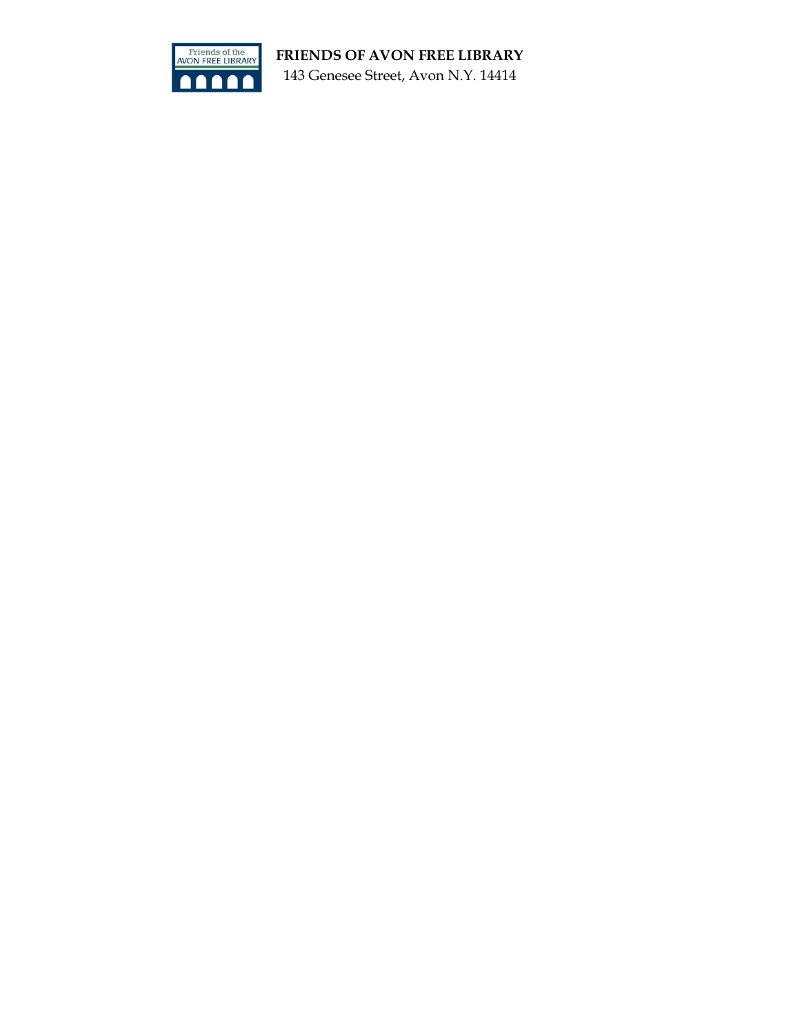**FRIENDS OF AVON FREE LIBRARY**

143 Genesee Street, Avon N.Y. 14414